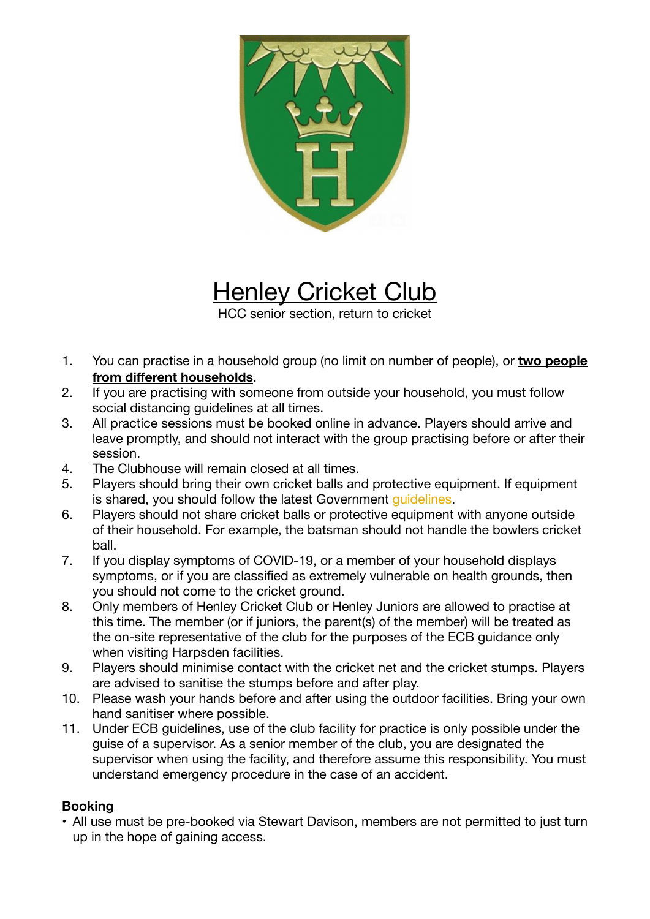# Henley Cricket Club

HCC senior section, return to cricket

1. You can practise in a household group (no limit on number of people), or **two people from different households**.
2. If you are practising with someone from outside your household, you must follow social distancing guidelines at all times.
3. All practice sessions must be booked online in advance. Players should arrive and leave promptly, and should not interact with the group practising before or after their session.
4. The Clubhouse will remain closed at all times.
5. Players should bring their own cricket balls and protective equipment. If equipment is shared, you should follow the latest Government guidelines.
6. Players should not share cricket balls or protective equipment with anyone outside of their household. For example, the batsman should not handle the bowlers cricket ball.
7. If you display symptoms of COVID-19, or a member of your household displays symptoms, or if you are classified as extremely vulnerable on health grounds, then you should not come to the cricket ground.
8. Only members of Henley Cricket Club or Henley Juniors are allowed to practise at this time. The member (or if juniors, the parent(s) of the member) will be treated as the on-site representative of the club for the purposes of the ECB guidance only when visiting Harpsden facilities.
9. Players should minimise contact with the cricket net and the cricket stumps. Players are advised to sanitise the stumps before and after play.
10. Please wash your hands before and after using the outdoor facilities. Bring your own hand sanitiser where possible.
11. Under ECB guidelines, use of the club facility for practice is only possible under the guise of a supervisor. As a senior member of the club, you are designated the supervisor when using the facility, and therefore assume this responsibility. You must understand emergency procedure in the case of an accident.

**Booking**

- All use must be pre-booked via Stewart Davison, members are not permitted to just turn up in the hope of gaining access.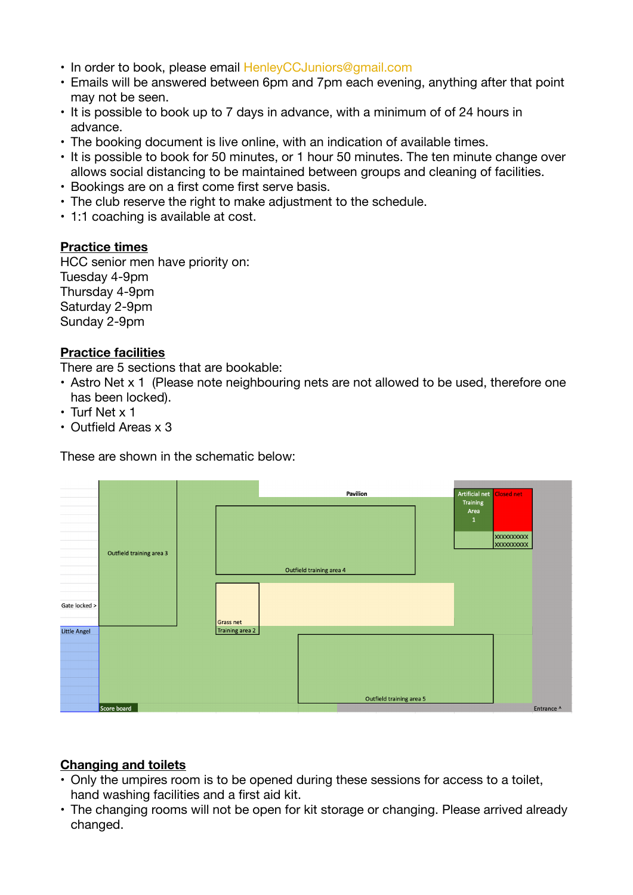- In order to book, please email HenleyCCJuniors@gmail.com
- Emails will be answered between 6pm and 7pm each evening, anything after that point may not be seen.
- It is possible to book up to 7 days in advance, with a minimum of of 24 hours in advance.
- The booking document is live online, with an indication of available times.
- It is possible to book for 50 minutes, or 1 hour 50 minutes. The ten minute change over allows social distancing to be maintained between groups and cleaning of facilities.
- Bookings are on a first come first serve basis.
- The club reserve the right to make adjustment to the schedule.
- 1:1 coaching is available at cost.

## Practice times

HCC senior men have priority on:
Tuesday 4-9pm
Thursday 4-9pm
Saturday 2-9pm
Sunday 2-9pm

## Practice facilities

There are 5 sections that are bookable:

- Astro Net x 1 (Please note neighbouring nets are not allowed to be used, therefore one has been locked).
- Turf Net x 1
- Outfield Areas x 3

These are shown in the schematic below:

Pavilion
Artificial net Training Area 1
Closed net
XXXXXXXXXX
XXXXXXXXXX
Outfield training area 3
Outfield training area 4
Gate locked >
Grass net Training area 2
Little Angel
Outfield training area 5
Score board
Entrance ^

## Changing and toilets

- Only the umpires room is to be opened during these sessions for access to a toilet, hand washing facilities and a first aid kit.
- The changing rooms will not be open for kit storage or changing. Please arrived already changed.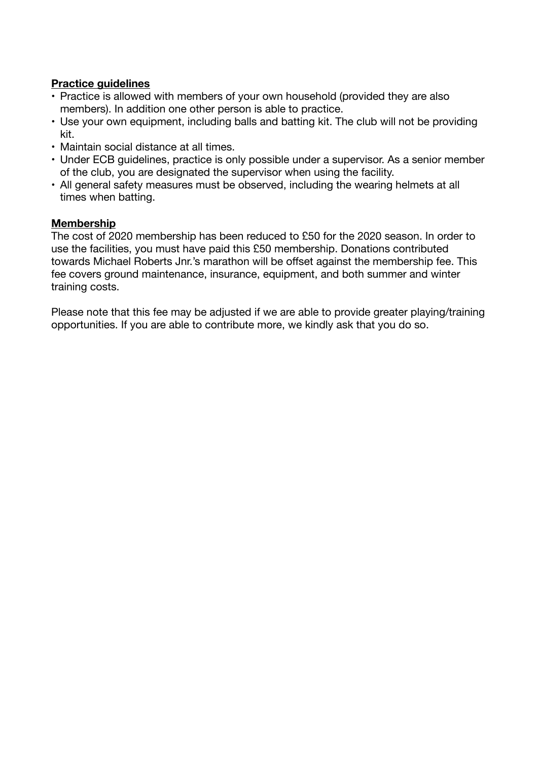**Practice guidelines**

- Practice is allowed with members of your own household (provided they are also members). In addition one other person is able to practice.
- Use your own equipment, including balls and batting kit. The club will not be providing kit.
- Maintain social distance at all times.
- Under ECB guidelines, practice is only possible under a supervisor. As a senior member of the club, you are designated the supervisor when using the facility.
- All general safety measures must be observed, including the wearing helmets at all times when batting.

**Membership**

The cost of 2020 membership has been reduced to £50 for the 2020 season. In order to use the facilities, you must have paid this £50 membership. Donations contributed towards Michael Roberts Jnr.'s marathon will be offset against the membership fee. This fee covers ground maintenance, insurance, equipment, and both summer and winter training costs.

Please note that this fee may be adjusted if we are able to provide greater playing/training opportunities. If you are able to contribute more, we kindly ask that you do so.